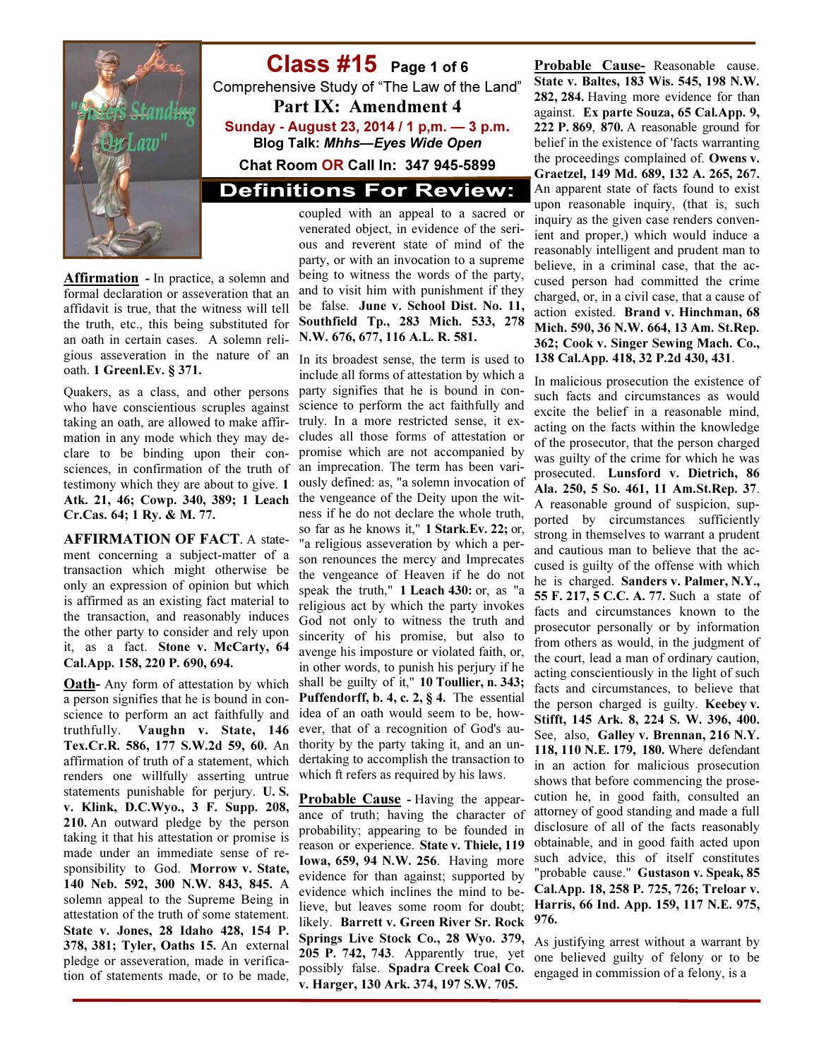# Class #15 Page 1 of 6

Comprehensive Study of "The Law of the Land"

## Part IX: Amendment 4

Sunday - August 23, 2014 / 1 p,m. — 3 p.m.

Blog Talk: *Mhhs—Eyes Wide Open*

Chat Room OR Call In: 347 945-5899

## Definitions For Review:

**Affirmation** - In practice, a solemn and formal declaration or asseveration that an affidavit is true, that the witness will tell the truth, etc., this being substituted for an oath in certain cases. A solemn religious asseveration in the nature of an oath. **1 Greenl.Ev. § 371.**

Quakers, as a class, and other persons who have conscientious scruples against taking an oath, are allowed to make affirmation in any mode which they may declare to be binding upon their consciences, in confirmation of the truth of testimony which they are about to give. **1 Atk. 21, 46; Cowp. 340, 389; 1 Leach Cr.Cas. 64; 1 Ry. & M. 77.**

**AFFIRMATION OF FACT**. A statement concerning a subject-matter of a transaction which might otherwise be only an expression of opinion but which is affirmed as an existing fact material to the transaction, and reasonably induces the other party to consider and rely upon it, as a fact. **Stone v. McCarty, 64 Cal.App. 158, 220 P. 690, 694.**

**Oath**- Any form of attestation by which a person signifies that he is bound in conscience to perform an act faithfully and truthfully. **Vaughn v. State, 146 Tex.Cr.R. 586, 177 S.W.2d 59, 60.** An affirmation of truth of a statement, which renders one willfully asserting untrue statements punishable for perjury. **U. S. v. Klink, D.C.Wyo., 3 F. Supp. 208, 210.** An outward pledge by the person taking it that his attestation or promise is made under an immediate sense of responsibility to God. **Morrow v. State, 140 Neb. 592, 300 N.W. 843, 845.** A solemn appeal to the Supreme Being in attestation of the truth of some statement. **State v. Jones, 28 Idaho 428, 154 P. 378, 381; Tyler, Oaths 15.** An external pledge or asseveration, made in verification of statements made, or to be made, coupled with an appeal to a sacred or venerated object, in evidence of the serious and reverent state of mind of the party, or with an invocation to a supreme being to witness the words of the party, and to visit him with punishment if they be false. **June v. School Dist. No. 11, Southfield Tp., 283 Mich. 533, 278 N.W. 676, 677, 116 A.L. R. 581.**

In its broadest sense, the term is used to include all forms of attestation by which a party signifies that he is bound in conscience to perform the act faithfully and truly. In a more restricted sense, it excludes all those forms of attestation or promise which are not accompanied by an imprecation. The term has been variously defined: as, "a solemn invocation of the vengeance of the Deity upon the witness if he do not declare the whole truth, so far as he knows it," **1 Stark.Ev. 22;** or, "a religious asseveration by which a person renounces the mercy and Imprecates the vengeance of Heaven if he do not speak the truth," **1 Leach 430:** or, as "a religious act by which the party invokes God not only to witness the truth and sincerity of his promise, but also to avenge his imposture or violated faith, or, in other words, to punish his perjury if he shall be guilty of it," **10 Toullier, n. 343; Puffendorff, b. 4, c. 2, § 4.** The essential idea of an oath would seem to be, however, that of a recognition of God's authority by the party taking it, and an undertaking to accomplish the transaction to which ft refers as required by his laws.

**Probable Cause** - Having the appearance of truth; having the character of probability; appearing to be founded in reason or experience. **State v. Thiele, 119 Iowa, 659, 94 N.W. 256**. Having more evidence for than against; supported by evidence which inclines the mind to believe, but leaves some room for doubt; likely. **Barrett v. Green River Sr. Rock Springs Live Stock Co., 28 Wyo. 379, 205 P. 742, 743**. Apparently true, yet possibly false. **Spadra Creek Coal Co. v. Harger, 130 Ark. 374, 197 S.W. 705.**

**Probable Cause-** Reasonable cause. **State v. Baltes, 183 Wis. 545, 198 N.W. 282, 284.** Having more evidence for than against. **Ex parte Souza, 65 Cal.App. 9, 222 P. 869, 870.** A reasonable ground for belief in the existence of 'facts warranting the proceedings complained of. **Owens v. Graetzel, 149 Md. 689, 132 A. 265, 267.** An apparent state of facts found to exist upon reasonable inquiry, (that is, such inquiry as the given case renders convenient and proper,) which would induce a reasonably intelligent and prudent man to believe, in a criminal case, that the accused person had committed the crime charged, or, in a civil case, that a cause of action existed. **Brand v. Hinchman, 68 Mich. 590, 36 N.W. 664, 13 Am. St.Rep. 362; Cook v. Singer Sewing Mach. Co., 138 Cal.App. 418, 32 P.2d 430, 431**.

In malicious prosecution the existence of such facts and circumstances as would excite the belief in a reasonable mind, acting on the facts within the knowledge of the prosecutor, that the person charged was guilty of the crime for which he was prosecuted. **Lunsford v. Dietrich, 86 Ala. 250, 5 So. 461, 11 Am.St.Rep. 37**. A reasonable ground of suspicion, supported by circumstances sufficiently strong in themselves to warrant a prudent and cautious man to believe that the accused is guilty of the offense with which he is charged. **Sanders v. Palmer, N.Y., 55 F. 217, 5 C.C. A. 77.** Such a state of facts and circumstances known to the prosecutor personally or by information from others as would, in the judgment of the court, lead a man of ordinary caution, acting conscientiously in the light of such facts and circumstances, to believe that the person charged is guilty. **Keebey v. Stifft, 145 Ark. 8, 224 S. W. 396, 400.** See, also, **Galley v. Brennan, 216 N.Y. 118, 110 N.E. 179, 180.** Where defendant in an action for malicious prosecution shows that before commencing the prosecution he, in good faith, consulted an attorney of good standing and made a full disclosure of all of the facts reasonably obtainable, and in good faith acted upon such advice, this of itself constitutes "probable cause." **Gustason v. Speak, 85 Cal.App. 18, 258 P. 725, 726; Treloar v. Harris, 66 Ind. App. 159, 117 N.E. 975, 976.**

As justifying arrest without a warrant by one believed guilty of felony or to be engaged in commission of a felony, is a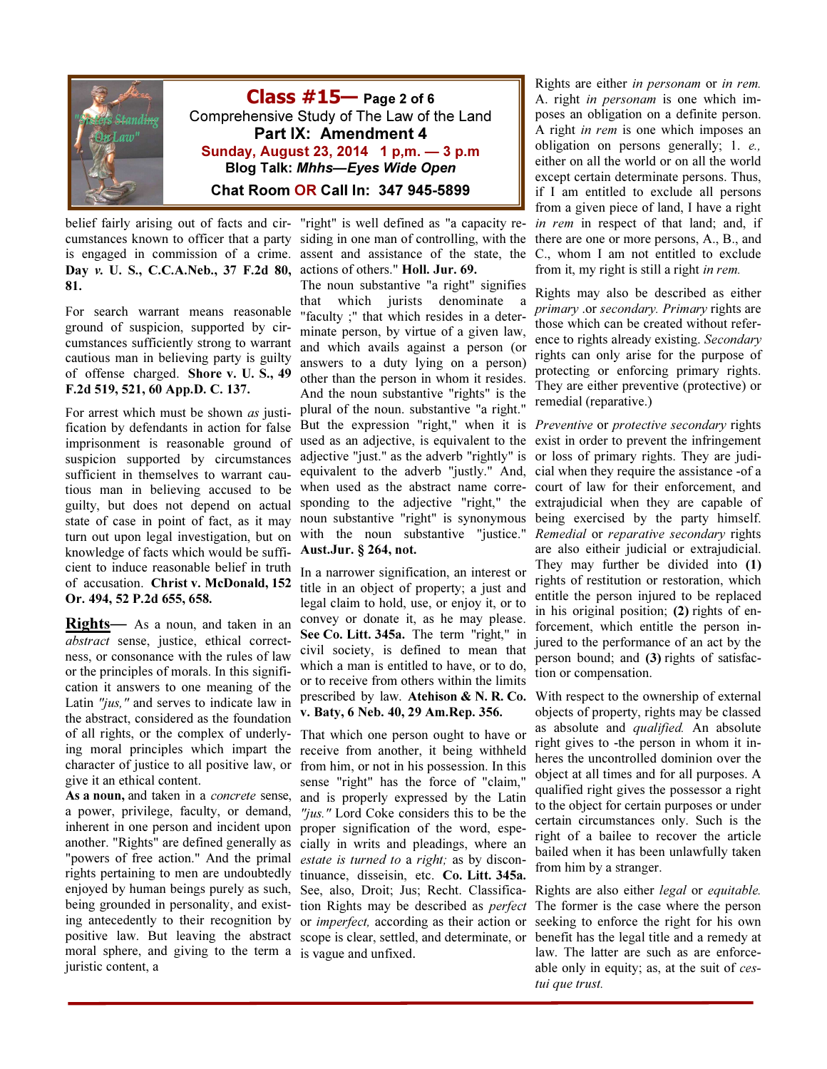belief fairly arising out of facts and circumstances known to officer that a party is engaged in commission of a crime. **Day *v.* U. S., C.C.A.Neb., 37 F.2d 80, 81.**

For search warrant means reasonable ground of suspicion, supported by circumstances sufficiently strong to warrant cautious man in believing party is guilty of offense charged. **Shore v. U. S., 49 F.2d 519, 521, 60 App.D. C. 137.**

For arrest which must be shown *as* justification by defendants in action for false imprisonment is reasonable ground of suspicion supported by circumstances sufficient in themselves to warrant cautious man in believing accused to be guilty, but does not depend on actual state of case in point of fact, as it may turn out upon legal investigation, but on knowledge of facts which would be sufficient to induce reasonable belief in truth of accusation. **Christ v. McDonald, 152 Or. 494, 52 P.2d 655, 658.**

**Rights**— As a noun, and taken in an *abstract* sense, justice, ethical correctness, or consonance with the rules of law or the principles of morals. In this signification it answers to one meaning of the Latin *"jus,"* and serves to indicate law in the abstract, considered as the foundation of all rights, or the complex of underlying moral principles which impart the character of justice to all positive law, or give it an ethical content.

**As a noun,** and taken in a *concrete* sense, a power, privilege, faculty, or demand, inherent in one person and incident upon another. "Rights" are defined generally as "powers of free action." And the primal rights pertaining to men are undoubtedly enjoyed by human beings purely as such, being grounded in personality, and existing antecedently to their recognition by positive law. But leaving the abstract moral sphere, and giving to the term a juristic content, a "right" is well defined as "a capacity residing in one man of controlling, with the assent and assistance of the state, the actions of others." **Holl. Jur. 69.**

The noun substantive "a right" signifies that which jurists denominate a "faculty ;" that which resides in a determinate person, by virtue of a given law, and which avails against a person (or answers to a duty lying on a person) other than the person in whom it resides. And the noun substantive "rights" is the plural of the noun. substantive "a right." But the expression "right," when it is used as an adjective, is equivalent to the adjective "just." as the adverb "rightly" is equivalent to the adverb "justly." And, when used as the abstract name corresponding to the adjective "right," the noun substantive "right" is synonymous with the noun substantive "justice." **Aust.Jur. § 264, not.**

In a narrower signification, an interest or title in an object of property; a just and legal claim to hold, use, or enjoy it, or to convey or donate it, as he may please. **See Co. Litt. 345a.** The term "right," in civil society, is defined to mean that which a man is entitled to have, or to do, or to receive from others within the limits prescribed by law. **Atehison & N. R. Co. v. Baty, 6 Neb. 40, 29 Am.Rep. 356.**

That which one person ought to have or receive from another, it being withheld from him, or not in his possession. In this sense "right" has the force of "claim," and is properly expressed by the Latin *"jus."* Lord Coke considers this to be the proper signification of the word, especially in writs and pleadings, where an *estate is turned to* a *right;* as by discontinuance, disseisin, etc. **Co. Litt. 345a.** See, also, Droit; Jus; Recht. Classification Rights may be described as their *perfect* or *imperfect,* according as their action or scope is clear, settled, and determinate, or is vague and unfixed.

Rights are either *in personam* or *in rem.* A. right *in personam* is one which imposes an obligation on a definite person. A right *in rem* is one which imposes an obligation on persons generally; 1. *e.,* either on all the world or on all the world except certain determinate persons. Thus, if I am entitled to exclude all persons from a given piece of land, I have a right *in rem* in respect of that land; and, if there are one or more persons, A., B., and C., whom I am not entitled to exclude from it, my right is still a right *in rem.*

Rights may also be described as either *primary* .or *secondary. Primary* rights are those which can be created without reference to rights already existing. *Secondary* rights can only arise for the purpose of protecting or enforcing primary rights. They are either preventive (protective) or remedial (reparative.)

*Preventive* or *protective secondary* rights exist in order to prevent the infringement or loss of primary rights. They are judicial when they require the assistance -of a court of law for their enforcement, and extrajudicial when they are capable of being exercised by the party himself. *Remedial* or *reparative secondary* rights are also eitheir judicial or extrajudicial. They may further be divided into **(1)** rights of restitution or restoration, which entitle the person injured to be replaced in his original position; **(2)** rights of enforcement, which entitle the person injured to the performance of an act by the person bound; and **(3)** rights of satisfaction or compensation.

With respect to the ownership of external objects of property, rights may be classed as absolute and *qualified.* An absolute right gives to -the person in whom it inheres the uncontrolled dominion over the object at all times and for all purposes. A qualified right gives the possessor a right to the object for certain purposes or under certain circumstances only. Such is the right of a bailee to recover the article bailed when it has been unlawfully taken from him by a stranger.

Rights are also either *legal* or *equitable.* The former is the case where the person seeking to enforce the right for his own benefit has the legal title and a remedy at law. The latter are such as are enforceable only in equity; as, at the suit of *cestui que trust.*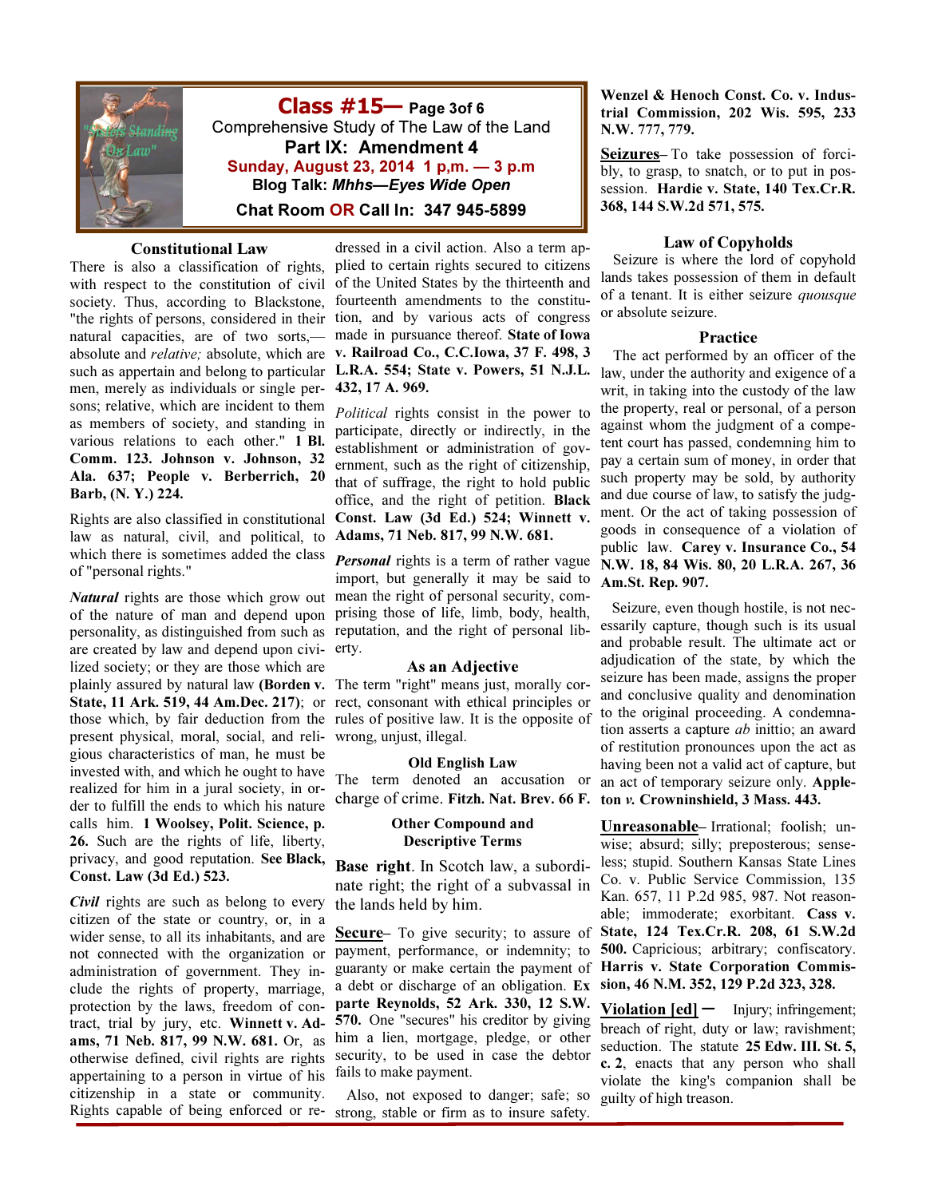## Class #15— Page 3of 6

**Comprehensive Study of The Law of the Land**

**Part IX: Amendment 4**

**Sunday, August 23, 2014 1 p,m. — 3 p.m**

**Blog Talk: *Mhhs—Eyes Wide Open***

**Chat Room OR Call In: 347 945-5899**

### Constitutional Law

There is also a classification of rights, with respect to the constitution of civil society. Thus, according to Blackstone, "the rights of persons, considered in their natural capacities, are of two sorts,—absolute and *relative;* absolute, which are such as appertain and belong to particular men, merely as individuals or single persons; relative, which are incident to them as members of society, and standing in various relations to each other." **1 Bl. Comm. 123. Johnson v. Johnson, 32 Ala. 637; People v. Berberrich, 20 Barb, (N. Y.) 224.**

Rights are also classified in constitutional law as natural, civil, and political, to which there is sometimes added the class of "personal rights."

***Natural*** rights are those which grow out of the nature of man and depend upon personality, as distinguished from such as are created by law and depend upon civilized society; or they are those which are plainly assured by natural law **(Borden v. State, 11 Ark. 519, 44 Am.Dec. 217)**; or those which, by fair deduction from the present physical, moral, social, and religious characteristics of man, he must be invested with, and which he ought to have realized for him in a jural society, in order to fulfill the ends to which his nature calls him. **1 Woolsey, Polit. Science, p. 26.** Such are the rights of life, liberty, privacy, and good reputation. **See Black, Const. Law (3d Ed.) 523.**

***Civil*** rights are such as belong to every citizen of the state or country, or, in a wider sense, to all its inhabitants, and are not connected with the organization or administration of government. They include the rights of property, marriage, protection by the laws, freedom of contract, trial by jury, etc. **Winnett v. Adams, 71 Neb. 817, 99 N.W. 681.** Or, as otherwise defined, civil rights are rights appertaining to a person in virtue of his citizenship in a state or community. Rights capable of being enforced or redressed in a civil action. Also a term applied to certain rights secured to citizens of the United States by the thirteenth and fourteenth amendments to the constitution, and by various acts of congress made in pursuance thereof. **State of Iowa v. Railroad Co., C.C.Iowa, 37 F. 498, 3 L.R.A. 554; State v. Powers, 51 N.J.L. 432, 17 A. 969.**

*Political* rights consist in the power to participate, directly or indirectly, in the establishment or administration of government, such as the right of citizenship, that of suffrage, the right to hold public office, and the right of petition. **Black Const. Law (3d Ed.) 524; Winnett v. Adams, 71 Neb. 817, 99 N.W. 681.**

***Personal*** rights is a term of rather vague import, but generally it may be said to mean the right of personal security, comprising those of life, limb, body, health, reputation, and the right of personal liberty.

### As an Adjective

The term "right" means just, morally correct, consonant with ethical principles or rules of positive law. It is the opposite of wrong, unjust, illegal.

### Old English Law

The term denoted an accusation or charge of crime. **Fitzh. Nat. Brev. 66 F.**

### Other Compound and Descriptive Terms

**Base right**. In Scotch law, a subordinate right; the right of a subvassal in the lands held by him.

**Secure**– To give security; to assure of payment, performance, or indemnity; to guaranty or make certain the payment of a debt or discharge of an obligation. **Ex parte Reynolds, 52 Ark. 330, 12 S.W. 570.** One "secures" his creditor by giving him a lien, mortgage, pledge, or other security, to be used in case the debtor fails to make payment.

Also, not exposed to danger; safe; so strong, stable or firm as to insure safety. **Wenzel & Henoch Const. Co. v. Industrial Commission, 202 Wis. 595, 233 N.W. 777, 779.**

**Seizures**– To take possession of forcibly, to grasp, to snatch, or to put in possession. **Hardie v. State, 140 Tex.Cr.R. 368, 144 S.W.2d 571, 575.**

### Law of Copyholds

Seizure is where the lord of copyhold lands takes possession of them in default of a tenant. It is either seizure *quousque* or absolute seizure.

### Practice

The act performed by an officer of the law, under the authority and exigence of a writ, in taking into the custody of the law the property, real or personal, of a person against whom the judgment of a competent court has passed, condemning him to pay a certain sum of money, in order that such property may be sold, by authority and due course of law, to satisfy the judgment. Or the act of taking possession of goods in consequence of a violation of public law. **Carey v. Insurance Co., 54 N.W. 18, 84 Wis. 80, 20 L.R.A. 267, 36 Am.St. Rep. 907.**

Seizure, even though hostile, is not necessarily capture, though such is its usual and probable result. The ultimate act or adjudication of the state, by which the seizure has been made, assigns the proper and conclusive quality and denomination to the original proceeding. A condemnation asserts a capture *ab* inittio; an award of restitution pronounces upon the act as having been not a valid act of capture, but an act of temporary seizure only. **Appleton *v.* Crowninshield, 3 Mass. 443.**

**Unreasonable**– Irrational; foolish; unwise; absurd; silly; preposterous; senseless; stupid. Southern Kansas State Lines Co. v. Public Service Commission, 135 Kan. 657, 11 P.2d 985, 987. Not reasonable; immoderate; exorbitant. **Cass v. State, 124 Tex.Cr.R. 208, 61 S.W.2d 500.** Capricious; arbitrary; confiscatory. **Harris v. State Corporation Commission, 46 N.M. 352, 129 P.2d 323, 328.**

**Violation [ed]** — Injury; infringement; breach of right, duty or law; ravishment; seduction. The statute **25 Edw. III. St. 5, c. 2**, enacts that any person who shall violate the king's companion shall be guilty of high treason.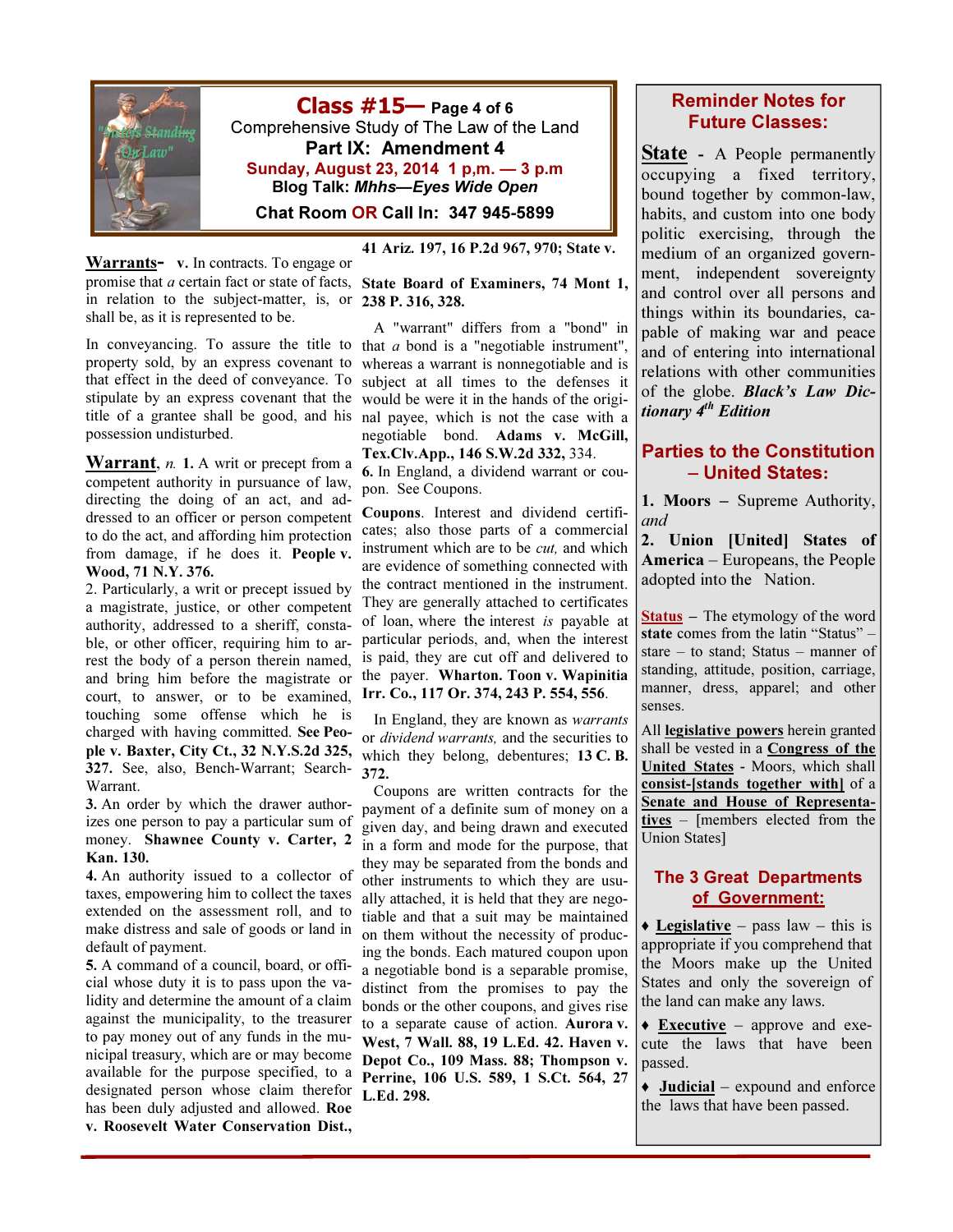# Class #15— Page 4 of 6

Comprehensive Study of The Law of the Land

**Part IX: Amendment 4**

Sunday, August 23, 2014 1 p,m. — 3 p.m

Blog Talk: ***Mhhs—Eyes Wide Open***

**Chat Room OR Call In: 347 945-5899**

**Warrants-** **v.** In contracts. To engage or promise that *a* certain fact or state of facts, in relation to the subject-matter, is, or shall be, as it is represented to be.

In conveyancing. To assure the title to property sold, by an express covenant to that effect in the deed of conveyance. To stipulate by an express covenant that the title of a grantee shall be good, and his possession undisturbed.

**Warrant**, *n.* **1.** A writ or precept from a competent authority in pursuance of law, directing the doing of an act, and addressed to an officer or person competent to do the act, and affording him protection from damage, if he does it. **People v. Wood, 71 N.Y. 376.**

2. Particularly, a writ or precept issued by a magistrate, justice, or other competent authority, addressed to a sheriff, constable, or other officer, requiring him to arrest the body of a person therein named, and bring him before the magistrate or court, to answer, or to be examined, touching some offense which he is charged with having committed. **See People v. Baxter, City Ct., 32 N.Y.S.2d 325, 327.** See, also, Bench-Warrant; Search-Warrant.

**3.** An order by which the drawer authorizes one person to pay a particular sum of money. **Shawnee County v. Carter, 2 Kan. 130.**

**4.** An authority issued to a collector of taxes, empowering him to collect the taxes extended on the assessment roll, and to make distress and sale of goods or land in default of payment.

**5.** A command of a council, board, or official whose duty it is to pass upon the validity and determine the amount of a claim against the municipality, to the treasurer to pay money out of any funds in the municipal treasury, which are or may become available for the purpose specified, to a designated person whose claim therefor has been duly adjusted and allowed. **Roe v. Roosevelt Water Conservation Dist., 41 Ariz. 197, 16 P.2d 967, 970; State v. State Board of Examiners, 74 Mont 1, 238 P. 316, 328.**

A "warrant" differs from a "bond" in that *a* bond is a "negotiable instrument", whereas a warrant is nonnegotiable and is subject at all times to the defenses it would be were it in the hands of the original payee, which is not the case with a negotiable bond. **Adams v. McGill, Tex.Clv.App., 146 S.W.2d 332,** 334.

**6.** In England, a dividend warrant or coupon. See Coupons.

**Coupons**. Interest and dividend certificates; also those parts of a commercial instrument which are to be *cut,* and which are evidence of something connected with the contract mentioned in the instrument. They are generally attached to certificates of loan, where the interest *is* payable at particular periods, and, when the interest is paid, they are cut off and delivered to the payer. **Wharton. Toon v. Wapinitia Irr. Co., 117 Or. 374, 243 P. 554, 556.**

In England, they are known as *warrants* or *dividend warrants,* and the securities to which they belong, debentures; **13 C. B. 372.**

Coupons are written contracts for the payment of a definite sum of money on a given day, and being drawn and executed in a form and mode for the purpose, that they may be separated from the bonds and other instruments to which they are usually attached, it is held that they are negotiable and that a suit may be maintained on them without the necessity of producing the bonds. Each matured coupon upon a negotiable bond is a separable promise, distinct from the promises to pay the bonds or the other coupons, and gives rise to a separate cause of action. **Aurora v. West, 7 Wall. 88, 19 L.Ed. 42. Haven v. Depot Co., 109 Mass. 88; Thompson v. Perrine, 106 U.S. 589, 1 S.Ct. 564, 27 L.Ed. 298.**

## Reminder Notes for Future Classes:

**State** - A People permanently occupying a fixed territory, bound together by common-law, habits, and custom into one body politic exercising, through the medium of an organized government, independent sovereignty and control over all persons and things within its boundaries, capable of making war and peace and of entering into international relations with other communities of the globe. ***Black's Law Dictionary 4th Edition***

## Parties to the Constitution – United States:

**1. Moors** – Supreme Authority, *and*

**2. Union [United] States of America** – Europeans, the People adopted into the Nation.

**Status** – The etymology of the word **state** comes from the latin "Status" – stare – to stand; Status – manner of standing, attitude, position, carriage, manner, dress, apparel; and other senses.

All **legislative powers** herein granted shall be vested in a **Congress of the United States** - Moors, which shall **consist-[stands together with]** of a **Senate and House of Representatives** – [members elected from the Union States]

## The 3 Great Departments of Government:

- **Legislative** – pass law – this is appropriate if you comprehend that the Moors make up the United States and only the sovereign of the land can make any laws.
- **Executive** – approve and execute the laws that have been passed.
- **Judicial** – expound and enforce the laws that have been passed.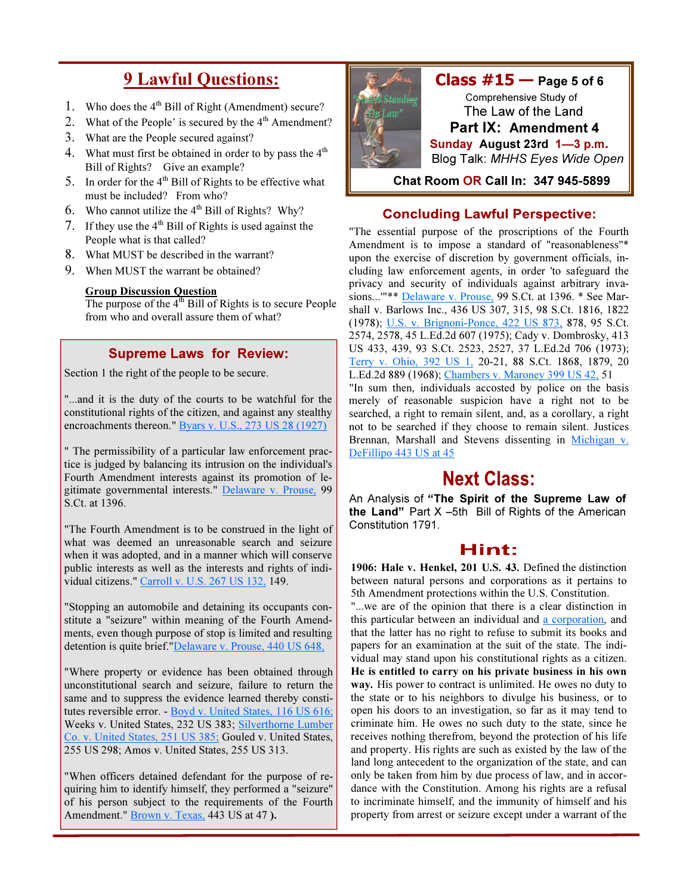# 9 Lawful Questions:

1. Who does the 4th Bill of Right (Amendment) secure?
2. What of the People' is secured by the 4th Amendment?
3. What are the People secured against?
4. What must first be obtained in order to by pass the 4th Bill of Rights? Give an example?
5. In order for the 4th Bill of Rights to be effective what must be included? From who?
6. Who cannot utilize the 4th Bill of Rights? Why?
7. If they use the 4th Bill of Rights is used against the People what is that called?
8. What MUST be described in the warrant?
9. When MUST the warrant be obtained?

**Group Discussion Question**
The purpose of the 4th Bill of Rights is to secure People from who and overall assure them of what?

## Supreme Laws for Review:

Section 1 the right of the people to be secure.

"...and it is the duty of the courts to be watchful for the constitutional rights of the citizen, and against any stealthy encroachments thereon." Byars v. U.S., 273 US 28 (1927)

" The permissibility of a particular law enforcement practice is judged by balancing its intrusion on the individual's Fourth Amendment interests against its promotion of legitimate governmental interests." Delaware v. Prouse, 99 S.Ct. at 1396.

"The Fourth Amendment is to be construed in the light of what was deemed an unreasonable search and seizure when it was adopted, and in a manner which will conserve public interests as well as the interests and rights of individual citizens." Carroll v. U.S. 267 US 132, 149.

"Stopping an automobile and detaining its occupants constitute a "seizure" within meaning of the Fourth Amendments, even though purpose of stop is limited and resulting detention is quite brief."Delaware v. Prouse, 440 US 648,

"Where property or evidence has been obtained through unconstitutional search and seizure, failure to return the same and to suppress the evidence learned thereby constitutes reversible error. - Boyd v. United States, 116 US 616; Weeks v. United States, 232 US 383; Silverthorne Lumber Co. v. United States, 251 US 385; Gouled v. United States, 255 US 298; Amos v. United States, 255 US 313.

"When officers detained defendant for the purpose of requiring him to identify himself, they performed a "seizure" of his person subject to the requirements of the Fourth Amendment." Brown v. Texas, 443 US at 47 ).

## Class #15 — Page 5 of 6

Comprehensive Study of
The Law of the Land
**Part IX: Amendment 4**
**Sunday August 23rd 1—3 p.m.**
Blog Talk: *MHHS Eyes Wide Open*

**Chat Room OR Call In: 347 945-5899**

## Concluding Lawful Perspective:

"The essential purpose of the proscriptions of the Fourth Amendment is to impose a standard of "reasonableness"* upon the exercise of discretion by government officials, including law enforcement agents, in order 'to safeguard the privacy and security of individuals against arbitrary invasions...'"** Delaware v. Prouse, 99 S.Ct. at 1396. * See Marshall v. Barlows Inc., 436 US 307, 315, 98 S.Ct. 1816, 1822 (1978); U.S. v. Brignoni-Ponce, 422 US 873, 878, 95 S.Ct. 2574, 2578, 45 L.Ed.2d 607 (1975); Cady v. Dombrosky, 413 US 433, 439, 93 S.Ct. 2523, 2527, 37 L.Ed.2d 706 (1973); Terry v. Ohio, 392 US 1, 20-21, 88 S.Ct. 1868, 1879, 20 L.Ed.2d 889 (1968); Chambers v. Maroney 399 US 42, 51
"In sum then, individuals accosted by police on the basis merely of reasonable suspicion have a right not to be searched, a right to remain silent, and, as a corollary, a right not to be searched if they choose to remain silent. Justices Brennan, Marshall and Stevens dissenting in Michigan v. DeFillipo 443 US at 45

## Next Class:

An Analysis of **"The Spirit of the Supreme Law of the Land"** Part X –5th Bill of Rights of the American Constitution 1791.

## Hint:

**1906: Hale v. Henkel, 201 U.S. 43.** Defined the distinction between natural persons and corporations as it pertains to 5th Amendment protections within the U.S. Constitution.
"...we are of the opinion that there is a clear distinction in this particular between an individual and a corporation, and that the latter has no right to refuse to submit its books and papers for an examination at the suit of the state. The individual may stand upon his constitutional rights as a citizen. **He is entitled to carry on his private business in his own way.** His power to contract is unlimited. He owes no duty to the state or to his neighbors to divulge his business, or to open his doors to an investigation, so far as it may tend to criminate him. He owes no such duty to the state, since he receives nothing therefrom, beyond the protection of his life and property. His rights are such as existed by the law of the land long antecedent to the organization of the state, and can only be taken from him by due process of law, and in accordance with the Constitution. Among his rights are a refusal to incriminate himself, and the immunity of himself and his property from arrest or seizure except under a warrant of the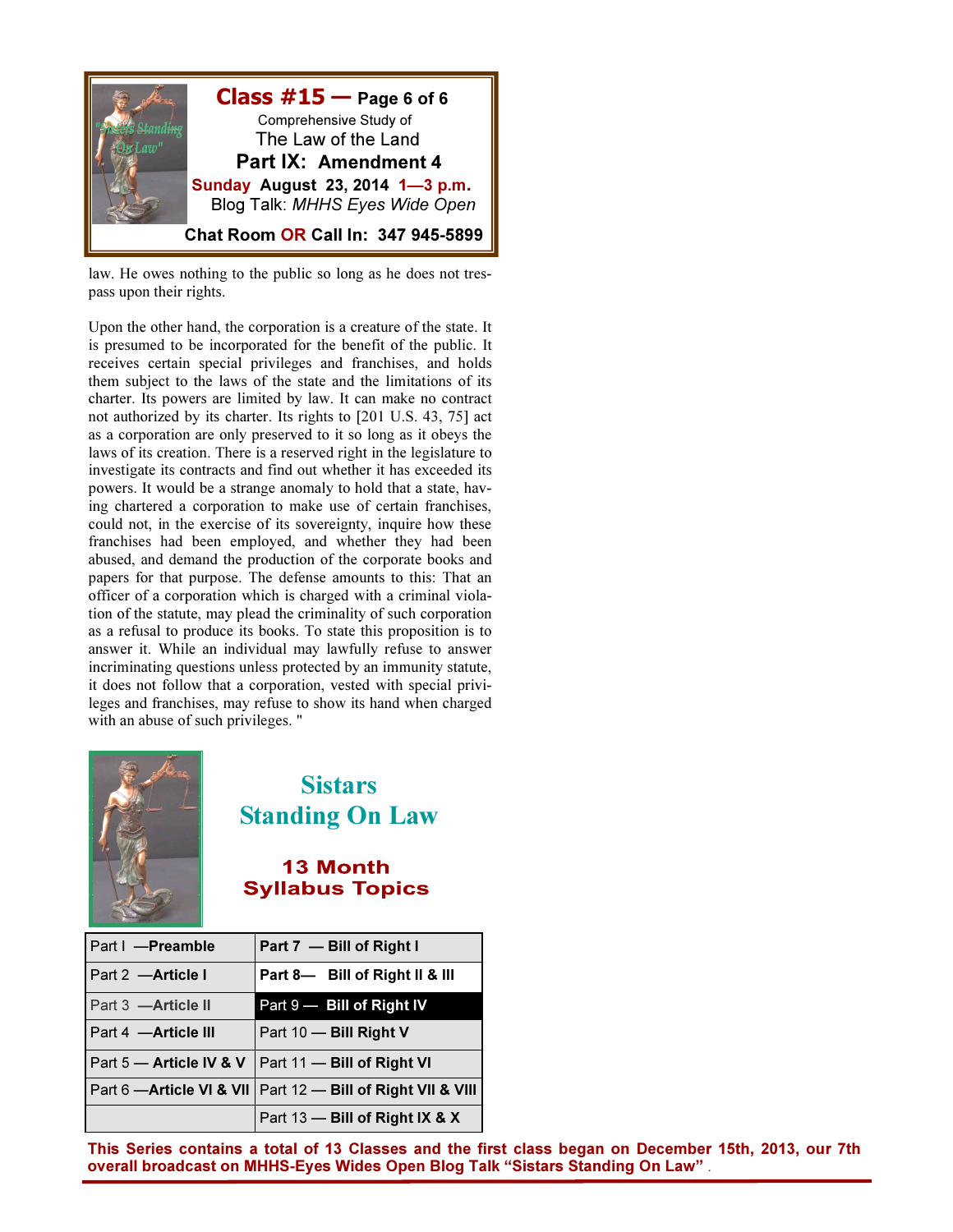**Class #15 — Page 6 of 6**

Comprehensive Study of

The Law of the Land

**Part IX: Amendment 4**

**Sunday August 23, 2014 1—3 p.m.**

Blog Talk: *MHHS Eyes Wide Open*

**Chat Room OR Call In: 347 945-5899**

law. He owes nothing to the public so long as he does not trespass upon their rights.

Upon the other hand, the corporation is a creature of the state. It is presumed to be incorporated for the benefit of the public. It receives certain special privileges and franchises, and holds them subject to the laws of the state and the limitations of its charter. Its powers are limited by law. It can make no contract not authorized by its charter. Its rights to [201 U.S. 43, 75] act as a corporation are only preserved to it so long as it obeys the laws of its creation. There is a reserved right in the legislature to investigate its contracts and find out whether it has exceeded its powers. It would be a strange anomaly to hold that a state, having chartered a corporation to make use of certain franchises, could not, in the exercise of its sovereignty, inquire how these franchises had been employed, and whether they had been abused, and demand the production of the corporate books and papers for that purpose. The defense amounts to this: That an officer of a corporation which is charged with a criminal violation of the statute, may plead the criminality of such corporation as a refusal to produce its books. To state this proposition is to answer it. While an individual may lawfully refuse to answer incriminating questions unless protected by an immunity statute, it does not follow that a corporation, vested with special privileges and franchises, may refuse to show its hand when charged with an abuse of such privileges. "

## Sistars Standing On Law

### 13 Month Syllabus Topics

| | |
|---|---|
| Part I —**Preamble** | **Part 7 — Bill of Right I** |
| Part 2 —**Article I** | **Part 8— Bill of Right II & III** |
| Part 3 —**Article II** | Part 9 — **Bill of Right IV** |
| Part 4 —**Article III** | Part 10 — **Bill Right V** |
| Part 5 — **Article IV & V** | Part 11 — **Bill of Right VI** |
| Part 6 —**Article VI & VII** | Part 12 — **Bill of Right VII & VIII** |
| | Part 13 — **Bill of Right IX & X** |

**This Series contains a total of 13 Classes and the first class began on December 15th, 2013, our 7th overall broadcast on MHHS-Eyes Wides Open Blog Talk "Sistars Standing On Law"** .